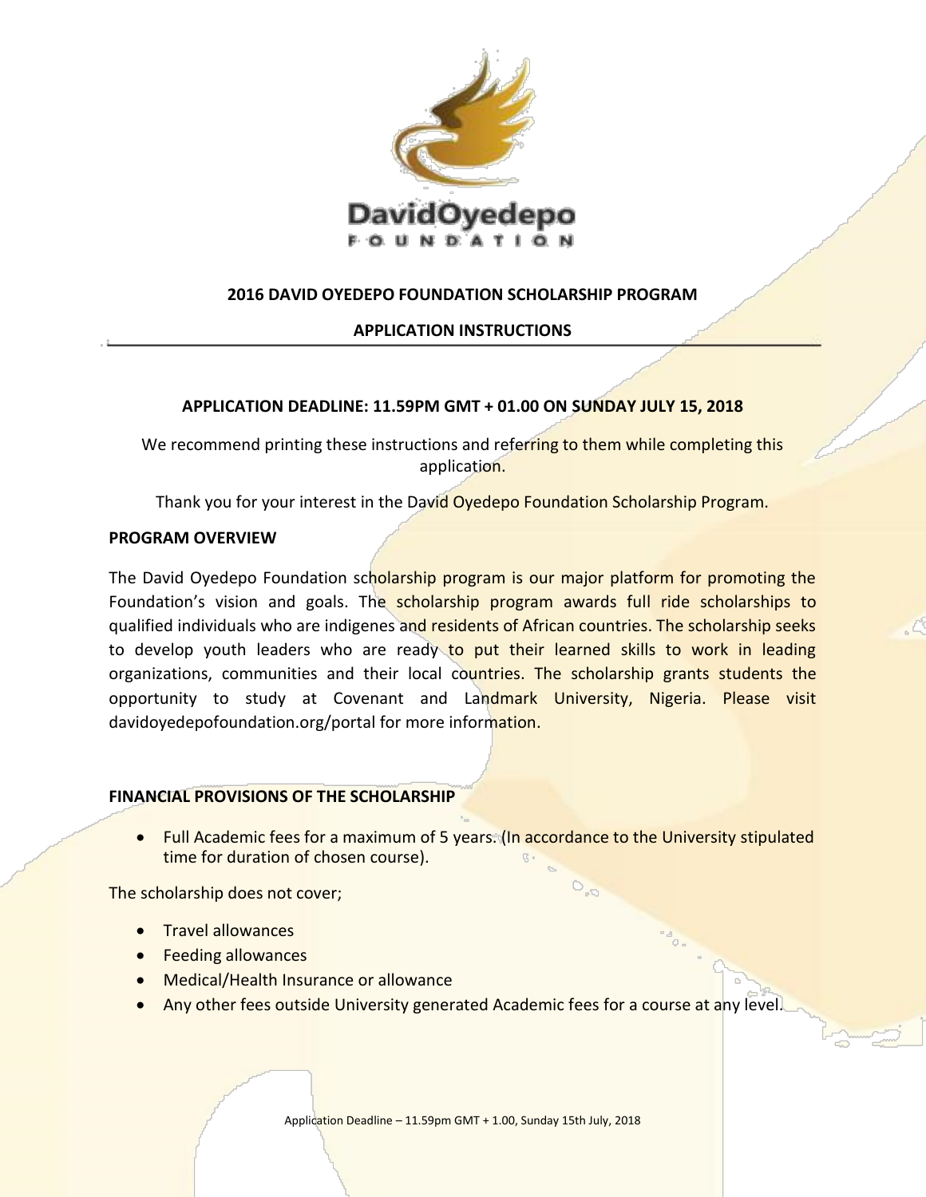# 2016 DAVID OYEDEPO FOUNDATION SCHOLARSHIP PROGRAM

## APPLICATION INSTRUCTIONS

**APPLICATION DEADLINE: 11.59PM GMT + 01.00 ON SUNDAY JULY 15, 2018**

We recommend printing these instructions and referring to them while completing this application.

Thank you for your interest in the David Oyedepo Foundation Scholarship Program.

### PROGRAM OVERVIEW

The David Oyedepo Foundation scholarship program is our major platform for promoting the Foundation's vision and goals. The scholarship program awards full ride scholarships to qualified individuals who are indigenes and residents of African countries. The scholarship seeks to develop youth leaders who are ready to put their learned skills to work in leading organizations, communities and their local countries. The scholarship grants students the opportunity to study at Covenant and Landmark University, Nigeria. Please visit davidoyedepofoundation.org/portal for more information.

### FINANCIAL PROVISIONS OF THE SCHOLARSHIP

- Full Academic fees for a maximum of 5 years. (In accordance to the University stipulated time for duration of chosen course).

The scholarship does not cover;

- Travel allowances
- Feeding allowances
- Medical/Health Insurance or allowance
- Any other fees outside University generated Academic fees for a course at any level.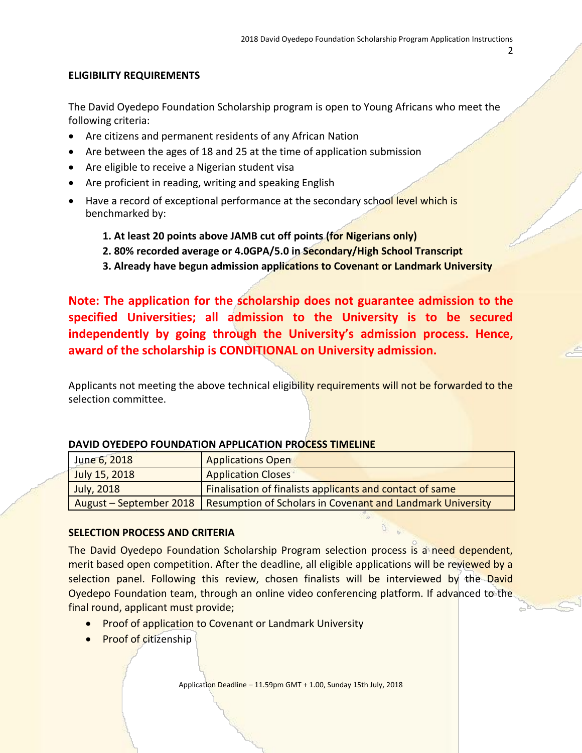## ELIGIBILITY REQUIREMENTS

The David Oyedepo Foundation Scholarship program is open to Young Africans who meet the following criteria:

- Are citizens and permanent residents of any African Nation
- Are between the ages of 18 and 25 at the time of application submission
- Are eligible to receive a Nigerian student visa
- Are proficient in reading, writing and speaking English
- Have a record of exceptional performance at the secondary school level which is benchmarked by:

    1. **At least 20 points above JAMB cut off points (for Nigerians only)**
    2. **80% recorded average or 4.0GPA/5.0 in Secondary/High School Transcript**
    3. **Already have begun admission applications to Covenant or Landmark University**

**Note: The application for the scholarship does not guarantee admission to the specified Universities; all admission to the University is to be secured independently by going through the University's admission process. Hence, award of the scholarship is CONDITIONAL on University admission.**

Applicants not meeting the above technical eligibility requirements will not be forwarded to the selection committee.

**DAVID OYEDEPO FOUNDATION APPLICATION PROCESS TIMELINE**

| | |
|---|---|
| June 6, 2018 | Applications Open |
| July 15, 2018 | Application Closes |
| July, 2018 | Finalisation of finalists applicants and contact of same |
| August – September 2018 | Resumption of Scholars in Covenant and Landmark University |

## SELECTION PROCESS AND CRITERIA

The David Oyedepo Foundation Scholarship Program selection process is a need dependent, merit based open competition. After the deadline, all eligible applications will be reviewed by a selection panel. Following this review, chosen finalists will be interviewed by the David Oyedepo Foundation team, through an online video conferencing platform. If advanced to the final round, applicant must provide;

- Proof of application to Covenant or Landmark University
- Proof of citizenship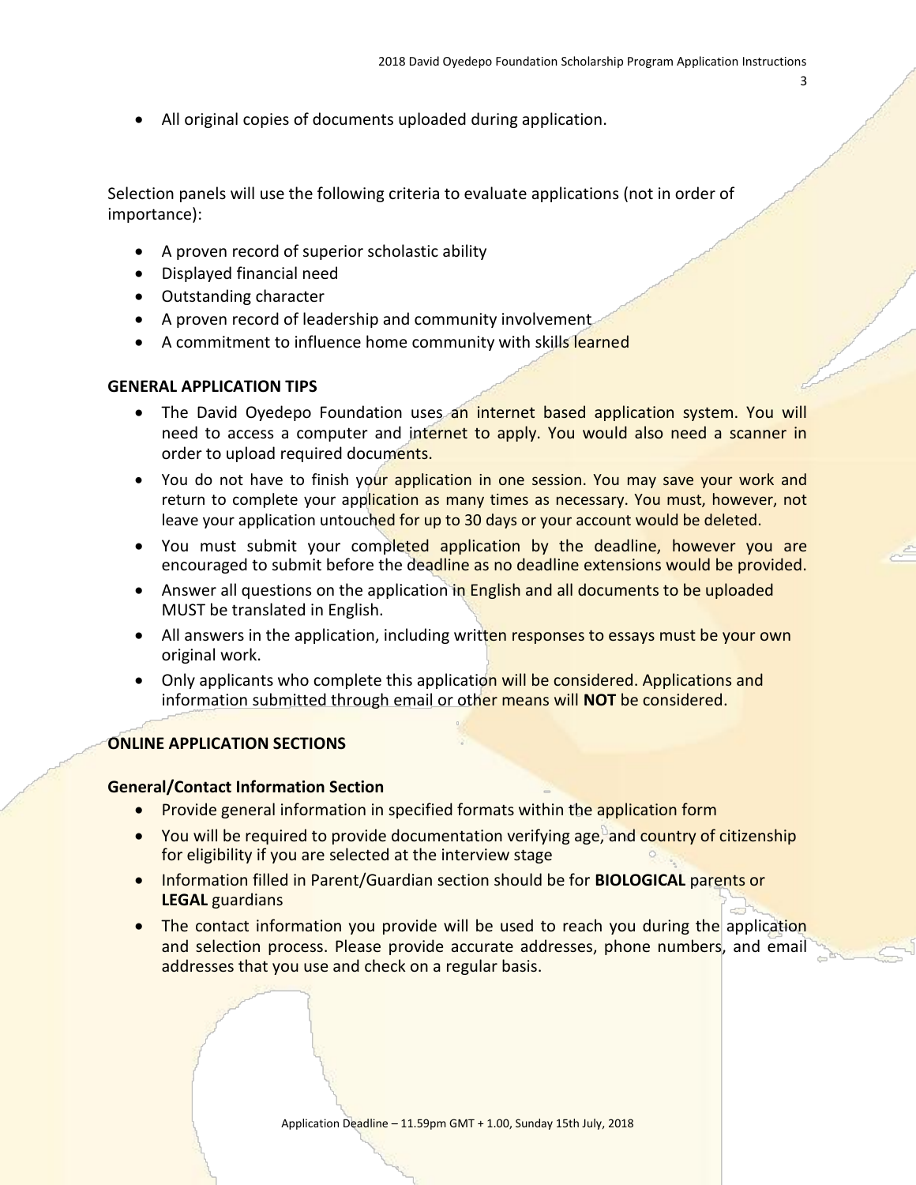- All original copies of documents uploaded during application.

Selection panels will use the following criteria to evaluate applications (not in order of importance):

- A proven record of superior scholastic ability
- Displayed financial need
- Outstanding character
- A proven record of leadership and community involvement
- A commitment to influence home community with skills learned

**GENERAL APPLICATION TIPS**

- The David Oyedepo Foundation uses an internet based application system. You will need to access a computer and internet to apply. You would also need a scanner in order to upload required documents.
- You do not have to finish your application in one session. You may save your work and return to complete your application as many times as necessary. You must, however, not leave your application untouched for up to 30 days or your account would be deleted.
- You must submit your completed application by the deadline, however you are encouraged to submit before the deadline as no deadline extensions would be provided.
- Answer all questions on the application in English and all documents to be uploaded MUST be translated in English.
- All answers in the application, including written responses to essays must be your own original work.
- Only applicants who complete this application will be considered. Applications and information submitted through email or other means will **NOT** be considered.

**ONLINE APPLICATION SECTIONS**

**General/Contact Information Section**

- Provide general information in specified formats within the application form
- You will be required to provide documentation verifying age, and country of citizenship for eligibility if you are selected at the interview stage
- Information filled in Parent/Guardian section should be for **BIOLOGICAL** parents or **LEGAL** guardians
- The contact information you provide will be used to reach you during the application and selection process. Please provide accurate addresses, phone numbers, and email addresses that you use and check on a regular basis.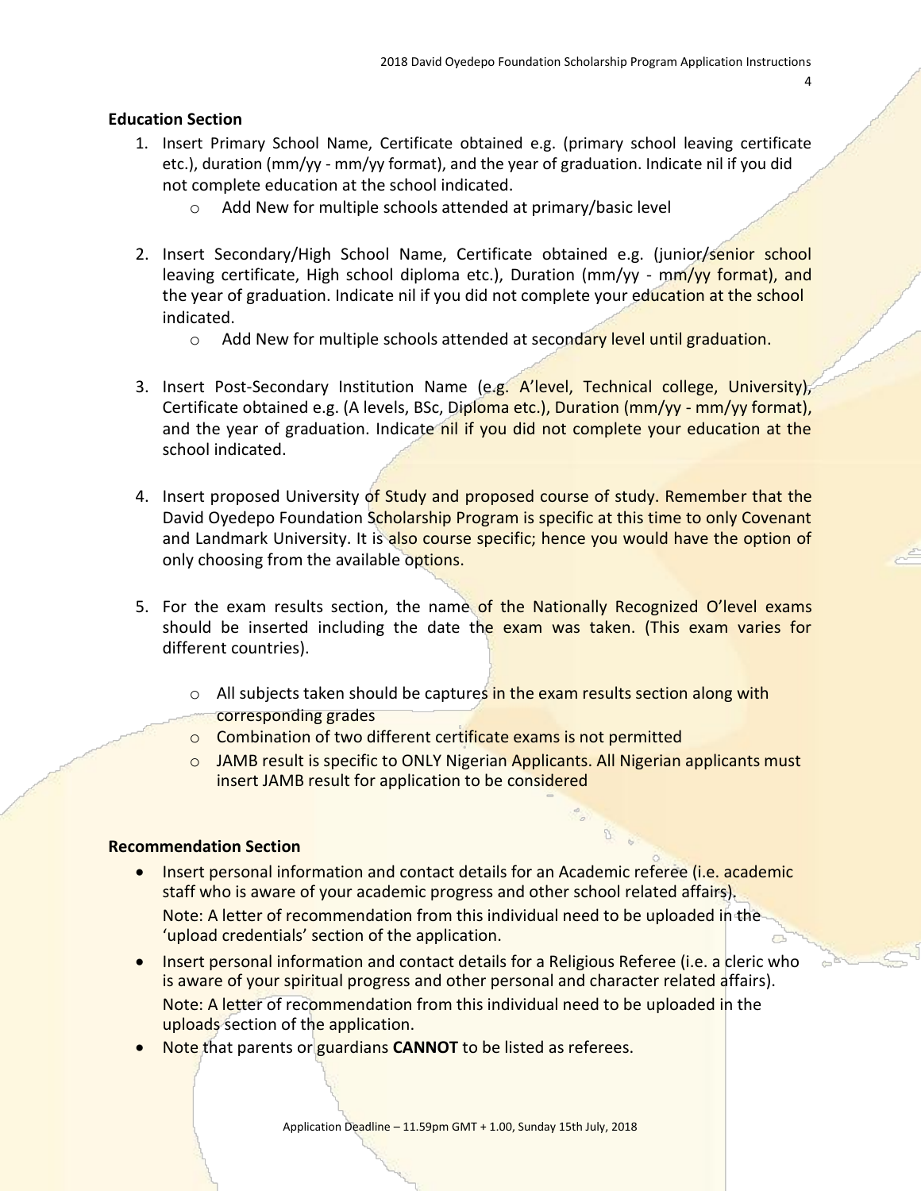**Education Section**

1. Insert Primary School Name, Certificate obtained e.g. (primary school leaving certificate etc.), duration (mm/yy - mm/yy format), and the year of graduation. Indicate nil if you did not complete education at the school indicated.
   - Add New for multiple schools attended at primary/basic level

2. Insert Secondary/High School Name, Certificate obtained e.g. (junior/senior school leaving certificate, High school diploma etc.), Duration (mm/yy - mm/yy format), and the year of graduation. Indicate nil if you did not complete your education at the school indicated.
   - Add New for multiple schools attended at secondary level until graduation.

3. Insert Post-Secondary Institution Name (e.g. A'level, Technical college, University), Certificate obtained e.g. (A levels, BSc, Diploma etc.), Duration (mm/yy - mm/yy format), and the year of graduation. Indicate nil if you did not complete your education at the school indicated.

4. Insert proposed University of Study and proposed course of study. Remember that the David Oyedepo Foundation Scholarship Program is specific at this time to only Covenant and Landmark University. It is also course specific; hence you would have the option of only choosing from the available options.

5. For the exam results section, the name of the Nationally Recognized O'level exams should be inserted including the date the exam was taken. (This exam varies for different countries).
   - All subjects taken should be captures in the exam results section along with corresponding grades
   - Combination of two different certificate exams is not permitted
   - JAMB result is specific to ONLY Nigerian Applicants. All Nigerian applicants must insert JAMB result for application to be considered

**Recommendation Section**

- Insert personal information and contact details for an Academic referee (i.e. academic staff who is aware of your academic progress and other school related affairs).
  Note: A letter of recommendation from this individual need to be uploaded in the 'upload credentials' section of the application.
- Insert personal information and contact details for a Religious Referee (i.e. a cleric who is aware of your spiritual progress and other personal and character related affairs).
  Note: A letter of recommendation from this individual need to be uploaded in the uploads section of the application.
- Note that parents or guardians **CANNOT** to be listed as referees.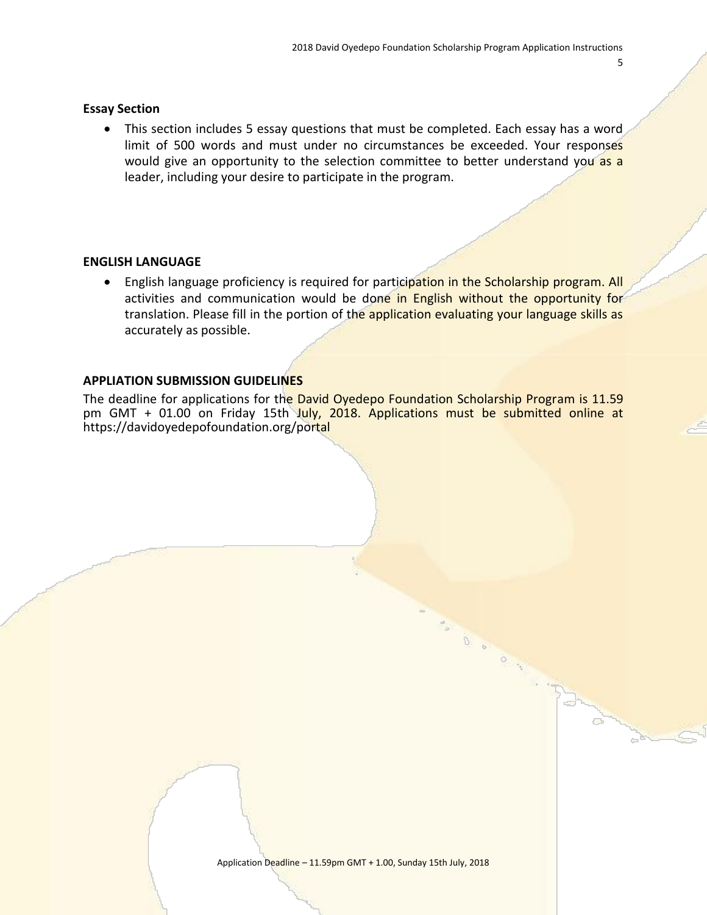**Essay Section**

- This section includes 5 essay questions that must be completed. Each essay has a word limit of 500 words and must under no circumstances be exceeded. Your responses would give an opportunity to the selection committee to better understand you as a leader, including your desire to participate in the program.

**ENGLISH LANGUAGE**

- English language proficiency is required for participation in the Scholarship program. All activities and communication would be done in English without the opportunity for translation. Please fill in the portion of the application evaluating your language skills as accurately as possible.

**APPLIATION SUBMISSION GUIDELINES**

The deadline for applications for the David Oyedepo Foundation Scholarship Program is 11.59 pm GMT + 01.00 on Friday 15th July, 2018. Applications must be submitted online at https://davidoyedepofoundation.org/portal